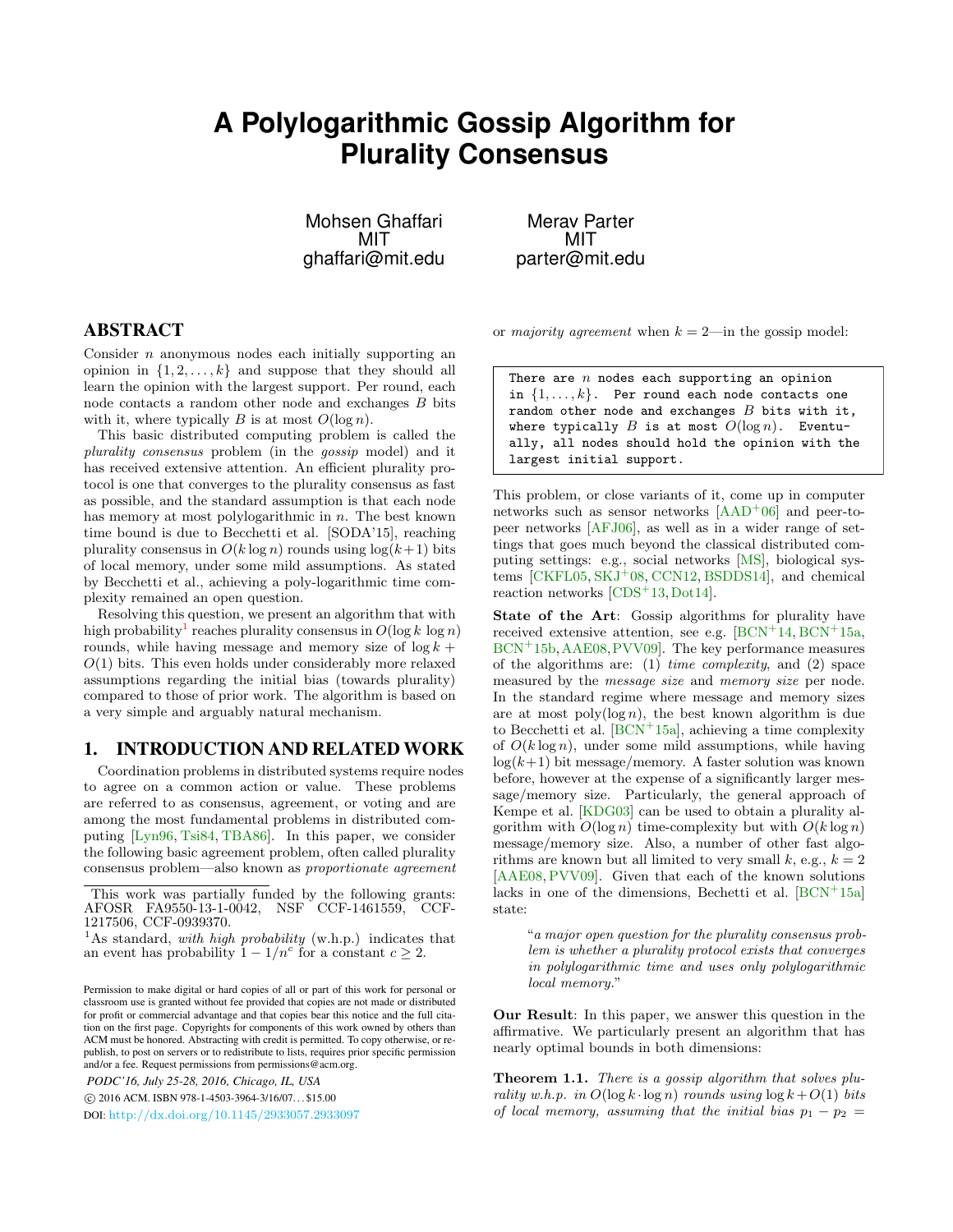# A Polylogarithmic Gossip Algorithm for Plurality Consensus

Mohsen Ghaffari
MIT
ghaffari@mit.edu

Merav Parter
MIT
parter@mit.edu

## ABSTRACT

Consider $n$ anonymous nodes each initially supporting an opinion in $\{1, 2, \ldots, k\}$ and suppose that they should all learn the opinion with the largest support. Per round, each node contacts a random other node and exchanges $B$ bits with it, where typically $B$ is at most $O(\log n)$.

This basic distributed computing problem is called the *plurality consensus* problem (in the *gossip* model) and it has received extensive attention. An efficient plurality protocol is one that converges to the plurality consensus as fast as possible, and the standard assumption is that each node has memory at most polylogarithmic in $n$. The best known time bound is due to Becchetti et al. [SODA'15], reaching plurality consensus in $O(k \log n)$ rounds using $\log(k+1)$ bits of local memory, under some mild assumptions. As stated by Becchetti et al., achieving a poly-logarithmic time complexity remained an open question.

Resolving this question, we present an algorithm that with high probability[1] reaches plurality consensus in $O(\log k \log n)$ rounds, while having message and memory size of $\log k + O(1)$ bits. This even holds under considerably more relaxed assumptions regarding the initial bias (towards plurality) compared to those of prior work. The algorithm is based on a very simple and arguably natural mechanism.

## 1. INTRODUCTION AND RELATED WORK

Coordination problems in distributed systems require nodes to agree on a common action or value. These problems are referred to as consensus, agreement, or voting and are among the most fundamental problems in distributed computing [Lyn96, Tsi84, TBA86]. In this paper, we consider the following basic agreement problem, often called plurality consensus problem—also known as *proportionate agreement* or *majority agreement* when $k = 2$—in the gossip model:

```
There are n nodes each supporting an opinion
in {1,...,k}. Per round each node contacts one
random other node and exchanges B bits with it,
where typically B is at most O(log n). Eventu-
ally, all nodes should hold the opinion with the
largest initial support.
```

This problem, or close variants of it, come up in computer networks such as sensor networks [AAD+06] and peer-to-peer networks [AFJ06], as well as in a wider range of settings that goes much beyond the classical distributed computing settings: e.g., social networks [MS], biological systems [CKFL05, SKJ+08, CCN12, BSDDS14], and chemical reaction networks [CDS+13, Dot14].

**State of the Art**: Gossip algorithms for plurality have received extensive attention, see e.g. [BCN+14, BCN+15a, BCN+15b, AAE08, PVV09]. The key performance measures of the algorithms are: (1) *time complexity*, and (2) space measured by the *message size* and *memory size* per node. In the standard regime where message and memory sizes are at most poly$(\log n)$, the best known algorithm is due to Becchetti et al. [BCN+15a], achieving a time complexity of $O(k \log n)$, under some mild assumptions, while having $\log(k+1)$ bit message/memory. A faster solution was known before, however at the expense of a significantly larger message/memory size. Particularly, the general approach of Kempe et al. [KDG03] can be used to obtain a plurality algorithm with $O(\log n)$ time-complexity but with $O(k \log n)$ message/memory size. Also, a number of other fast algorithms are known but all limited to very small $k$, e.g., $k = 2$ [AAE08, PVV09]. Given that each of the known solutions lacks in one of the dimensions, Bechetti et al. [BCN+15a] state:

> "*a major open question for the plurality consensus problem is whether a plurality protocol exists that converges in polylogarithmic time and uses only polylogarithmic local memory.*"

**Our Result**: In this paper, we answer this question in the affirmative. We particularly present an algorithm that has nearly optimal bounds in both dimensions:

**Theorem 1.1.** *There is a gossip algorithm that solves plurality w.h.p. in $O(\log k \cdot \log n)$ rounds using $\log k + O(1)$ bits of local memory, assuming that the initial bias $p_1 - p_2 =$*

---

This work was partially funded by the following grants: AFOSR FA9550-13-1-0042, NSF CCF-1461559, CCF-1217506, CCF-0939370.

[1] As standard, *with high probability* (w.h.p.) indicates that an event has probability $1 - 1/n^c$ for a constant $c \geq 2$.

Permission to make digital or hard copies of all or part of this work for personal or classroom use is granted without fee provided that copies are not made or distributed for profit or commercial advantage and that copies bear this notice and the full citation on the first page. Copyrights for components of this work owned by others than ACM must be honored. Abstracting with credit is permitted. To copy otherwise, or republish, to post on servers or to redistribute to lists, requires prior specific permission and/or a fee. Request permissions from permissions@acm.org.

*PODC'16, July 25-28, 2016, Chicago, IL, USA*
© 2016 ACM. ISBN 978-1-4503-3964-3/16/07...$15.00
DOI: http://dx.doi.org/10.1145/2933057.2933097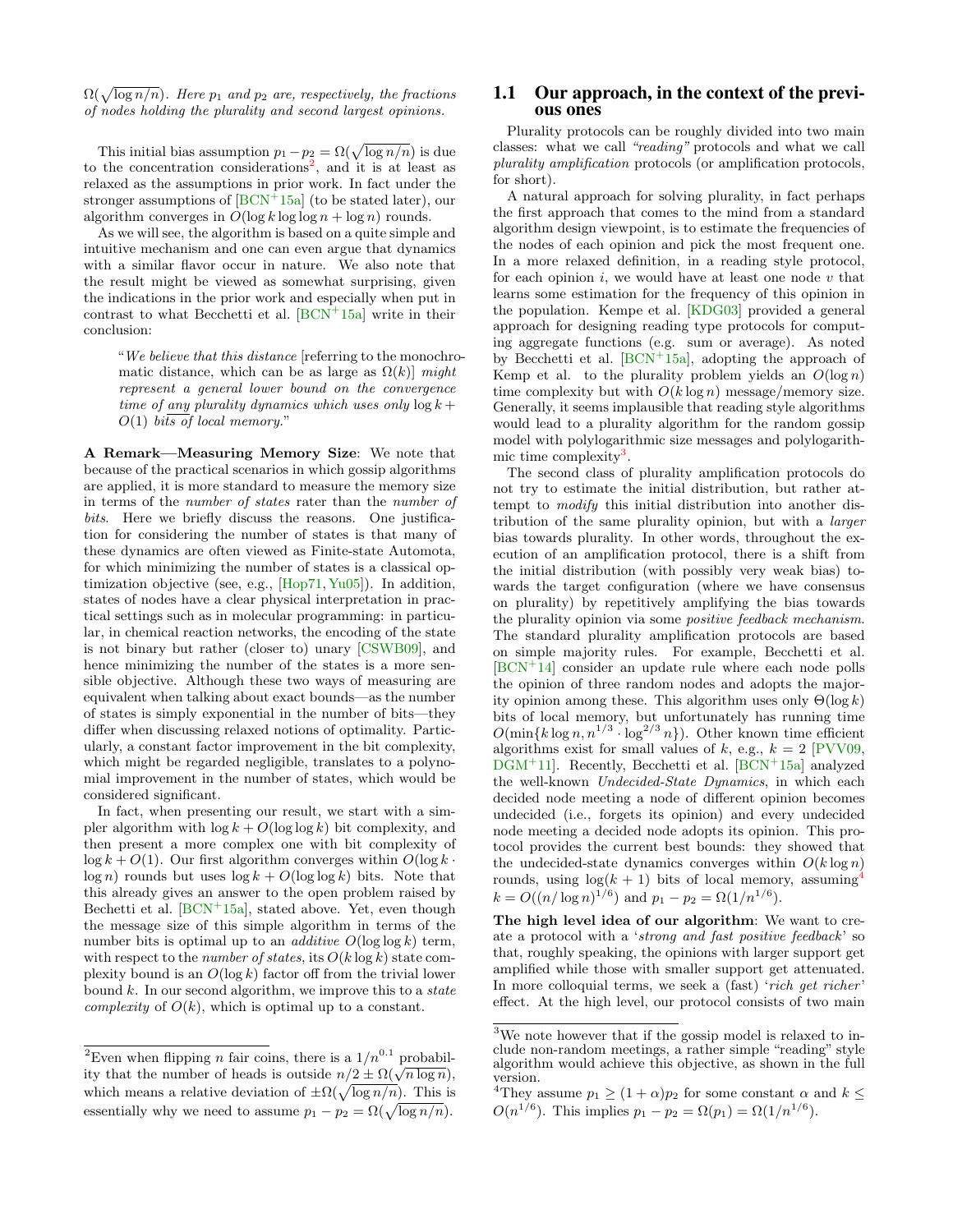$\Omega(\sqrt{\log n/n})$. *Here $p_1$ and $p_2$ are, respectively, the fractions of nodes holding the plurality and second largest opinions.*

This initial bias assumption $p_1 - p_2 = \Omega(\sqrt{\log n/n})$ is due to the concentration considerations[2], and it is at least as relaxed as the assumptions in prior work. In fact under the stronger assumptions of [BCN+15a] (to be stated later), our algorithm converges in $O(\log k \log\log n + \log n)$ rounds.

As we will see, the algorithm is based on a quite simple and intuitive mechanism and one can even argue that dynamics with a similar flavor occur in nature. We also note that the result might be viewed as somewhat surprising, given the indications in the prior work and especially when put in contrast to what Becchetti et al. [BCN+15a] write in their conclusion:

> "*We believe that this distance* [referring to the monochromatic distance, which can be as large as $\Omega(k)$] *might represent a general lower bound on the convergence time of any plurality dynamics which uses only* $\log k + O(1)$ *bits of local memory.*"

**A Remark—Measuring Memory Size**: We note that because of the practical scenarios in which gossip algorithms are applied, it is more standard to measure the memory size in terms of the *number of states* rater than the *number of bits*. Here we briefly discuss the reasons. One justification for considering the number of states is that many of these dynamics are often viewed as Finite-state Automota, for which minimizing the number of states is a classical optimization objective (see, e.g., [Hop71, Yu05]). In addition, states of nodes have a clear physical interpretation in practical settings such as in molecular programming: in particular, in chemical reaction networks, the encoding of the state is not binary but rather (closer to) unary [CSWB09], and hence minimizing the number of the states is a more sensible objective. Although these two ways of measuring are equivalent when talking about exact bounds—as the number of states is simply exponential in the number of bits—they differ when discussing relaxed notions of optimality. Particularly, a constant factor improvement in the bit complexity, which might be regarded negligible, translates to a polynomial improvement in the number of states, which would be considered significant.

In fact, when presenting our result, we start with a simpler algorithm with $\log k + O(\log\log k)$ bit complexity, and then present a more complex one with bit complexity of $\log k + O(1)$. Our first algorithm converges within $O(\log k \cdot \log n)$ rounds but uses $\log k + O(\log\log k)$ bits. Note that this already gives an answer to the open problem raised by Bechetti et al. [BCN+15a], stated above. Yet, even though the message size of this simple algorithm in terms of the number bits is optimal up to an *additive* $O(\log\log k)$ term, with respect to the *number of states*, its $O(k \log k)$ state complexity bound is an $O(\log k)$ factor off from the trivial lower bound $k$. In our second algorithm, we improve this to a *state complexity* of $O(k)$, which is optimal up to a constant.

## 1.1 Our approach, in the context of the previous ones

Plurality protocols can be roughly divided into two main classes: what we call *"reading"* protocols and what we call *plurality amplification* protocols (or amplification protocols, for short).

A natural approach for solving plurality, in fact perhaps the first approach that comes to the mind from a standard algorithm design viewpoint, is to estimate the frequencies of the nodes of each opinion and pick the most frequent one. In a more relaxed definition, in a reading style protocol, for each opinion $i$, we would have at least one node $v$ that learns some estimation for the frequency of this opinion in the population. Kempe et al. [KDG03] provided a general approach for designing reading type protocols for computing aggregate functions (e.g. sum or average). As noted by Becchetti et al. [BCN+15a], adopting the approach of Kemp et al. to the plurality problem yields an $O(\log n)$ time complexity but with $O(k \log n)$ message/memory size. Generally, it seems implausible that reading style algorithms would lead to a plurality algorithm for the random gossip model with polylogarithmic size messages and polylogarithmic time complexity[3].

The second class of plurality amplification protocols do not try to estimate the initial distribution, but rather attempt to *modify* this initial distribution into another distribution of the same plurality opinion, but with a *larger* bias towards plurality. In other words, throughout the execution of an amplification protocol, there is a shift from the initial distribution (with possibly very weak bias) towards the target configuration (where we have consensus on plurality) by repetitively amplifying the bias towards the plurality opinion via some *positive feedback mechanism*. The standard plurality amplification protocols are based on simple majority rules. For example, Becchetti et al. [BCN+14] consider an update rule where each node polls the opinion of three random nodes and adopts the majority opinion among these. This algorithm uses only $\Theta(\log k)$ bits of local memory, but unfortunately has running time $O(\min\{k \log n, n^{1/3} \cdot \log^{2/3} n\})$. Other known time efficient algorithms exist for small values of $k$, e.g., $k = 2$ [PVV09, DGM+11]. Recently, Becchetti et al. [BCN+15a] analyzed the well-known *Undecided-State Dynamics*, in which each decided node meeting a node of different opinion becomes undecided (i.e., forgets its opinion) and every undecided node meeting a decided node adopts its opinion. This protocol provides the current best bounds: they showed that the undecided-state dynamics converges within $O(k \log n)$ rounds, using $\log(k + 1)$ bits of local memory, assuming[4] $k = O((n/\log n)^{1/6})$ and $p_1 - p_2 = \Omega(1/n^{1/6})$.

**The high level idea of our algorithm**: We want to create a protocol with a '*strong and fast positive feedback*' so that, roughly speaking, the opinions with larger support get amplified while those with smaller support get attenuated. In more colloquial terms, we seek a (fast) '*rich get richer*' effect. At the high level, our protocol consists of two main

---

[2] Even when flipping $n$ fair coins, there is a $1/n^{0.1}$ probability that the number of heads is outside $n/2 \pm \Omega(\sqrt{n \log n})$, which means a relative deviation of $\pm\Omega(\sqrt{\log n/n})$. This is essentially why we need to assume $p_1 - p_2 = \Omega(\sqrt{\log n/n})$.

[3] We note however that if the gossip model is relaxed to include non-random meetings, a rather simple "reading" style algorithm would achieve this objective, as shown in the full version.

[4] They assume $p_1 \geq (1 + \alpha)p_2$ for some constant $\alpha$ and $k \leq O(n^{1/6})$. This implies $p_1 - p_2 = \Omega(p_1) = \Omega(1/n^{1/6})$.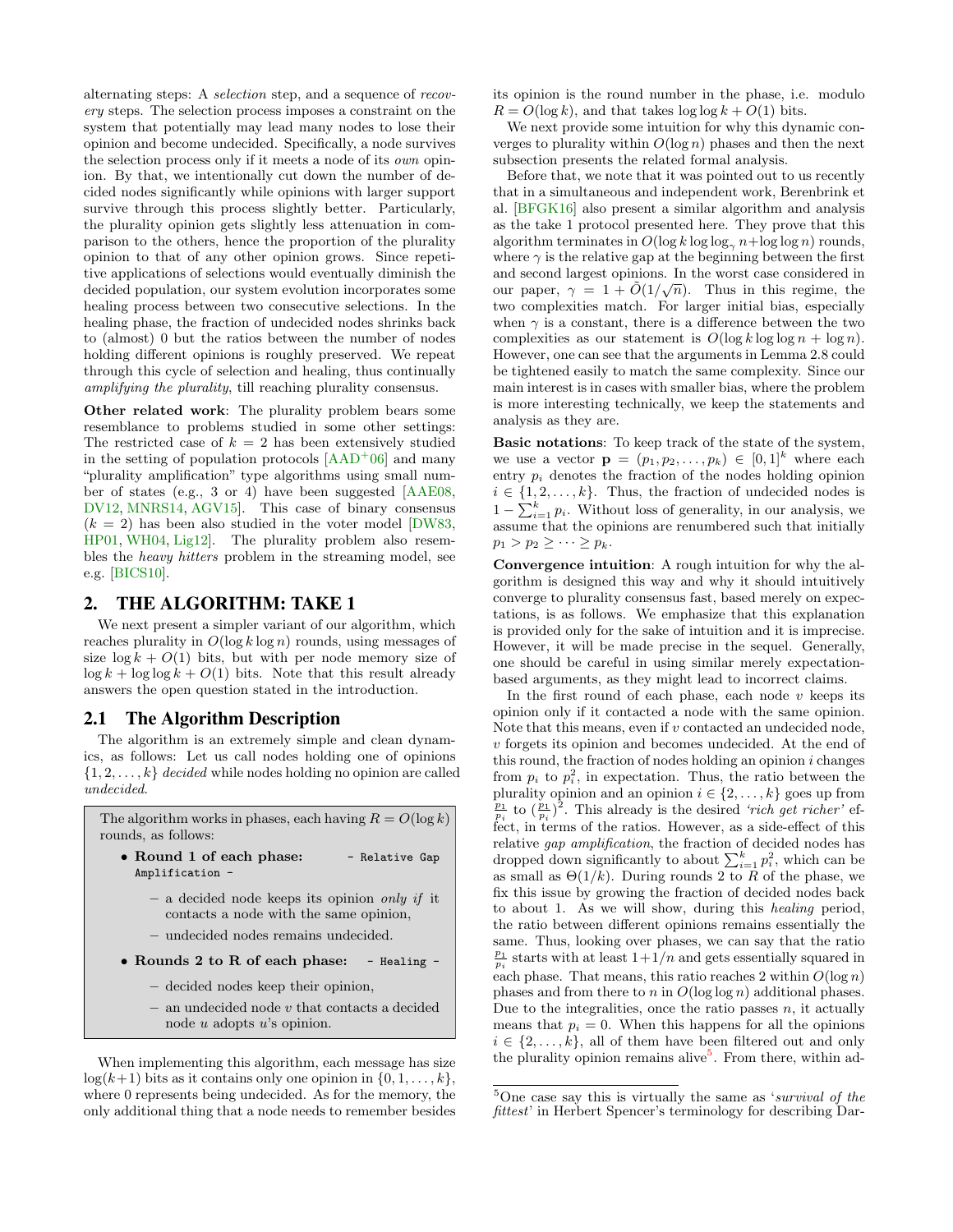alternating steps: A *selection* step, and a sequence of *recovery* steps. The selection process imposes a constraint on the system that potentially may lead many nodes to lose their opinion and become undecided. Specifically, a node survives the selection process only if it meets a node of its *own* opinion. By that, we intentionally cut down the number of decided nodes significantly while opinions with larger support survive through this process slightly better. Particularly, the plurality opinion gets slightly less attenuation in comparison to the others, hence the proportion of the plurality opinion to that of any other opinion grows. Since repetitive applications of selections would eventually diminish the decided population, our system evolution incorporates some healing process between two consecutive selections. In the healing phase, the fraction of undecided nodes shrinks back to (almost) 0 but the ratios between the number of nodes holding different opinions is roughly preserved. We repeat through this cycle of selection and healing, thus continually *amplifying the plurality*, till reaching plurality consensus.

**Other related work**: The plurality problem bears some resemblance to problems studied in some other settings: The restricted case of $k = 2$ has been extensively studied in the setting of population protocols [AAD+06] and many "plurality amplification" type algorithms using small number of states (e.g., 3 or 4) have been suggested [AAE08, DV12, MNRS14, AGV15]. This case of binary consensus ($k = 2$) has been also studied in the voter model [DW83, HP01, WH04, Lig12]. The plurality problem also resembles the *heavy hitters* problem in the streaming model, see e.g. [BICS10].

## 2. THE ALGORITHM: TAKE 1

We next present a simpler variant of our algorithm, which reaches plurality in $O(\log k \log n)$ rounds, using messages of size $\log k + O(1)$ bits, but with per node memory size of $\log k + \log \log k + O(1)$ bits. Note that this result already answers the open question stated in the introduction.

### 2.1 The Algorithm Description

The algorithm is an extremely simple and clean dynamics, as follows: Let us call nodes holding one of opinions $\{1, 2, \ldots, k\}$ *decided* while nodes holding no opinion are called *undecided*.

> The algorithm works in phases, each having $R = O(\log k)$ rounds, as follows:
>
> - **Round 1 of each phase:** `- Relative Gap Amplification -`
>   - a decided node keeps its opinion *only if* it contacts a node with the same opinion,
>   - undecided nodes remains undecided.
> - **Rounds 2 to R of each phase:** `- Healing -`
>   - decided nodes keep their opinion,
>   - an undecided node $v$ that contacts a decided node $u$ adopts $u$'s opinion.

When implementing this algorithm, each message has size $\log(k+1)$ bits as it contains only one opinion in $\{0, 1, \ldots, k\}$, where 0 represents being undecided. As for the memory, the only additional thing that a node needs to remember besides its opinion is the round number in the phase, i.e. modulo $R = O(\log k)$, and that takes $\log \log k + O(1)$ bits.

We next provide some intuition for why this dynamic converges to plurality within $O(\log n)$ phases and then the next subsection presents the related formal analysis.

Before that, we note that it was pointed out to us recently that in a simultaneous and independent work, Berenbrink et al. [BFGK16] also present a similar algorithm and analysis as the take 1 protocol presented here. They prove that this algorithm terminates in $O(\log k \log \log_\gamma n + \log \log n)$ rounds, where $\gamma$ is the relative gap at the beginning between the first and second largest opinions. In the worst case considered in our paper, $\gamma = 1 + \tilde{O}(1/\sqrt{n})$. Thus in this regime, the two complexities match. For larger initial bias, especially when $\gamma$ is a constant, there is a difference between the two complexities as our statement is $O(\log k \log \log n + \log n)$. However, one can see that the arguments in Lemma 2.8 could be tightened easily to match the same complexity. Since our main interest is in cases with smaller bias, where the problem is more interesting technically, we keep the statements and analysis as they are.

**Basic notations**: To keep track of the state of the system, we use a vector $\mathbf{p} = (p_1, p_2, \ldots, p_k) \in [0, 1]^k$ where each entry $p_i$ denotes the fraction of the nodes holding opinion $i \in \{1, 2, \ldots, k\}$. Thus, the fraction of undecided nodes is $1 - \sum_{i=1}^{k} p_i$. Without loss of generality, in our analysis, we assume that the opinions are renumbered such that initially $p_1 > p_2 \geq \cdots \geq p_k$.

**Convergence intuition**: A rough intuition for why the algorithm is designed this way and why it should intuitively converge to plurality consensus fast, based merely on expectations, is as follows. We emphasize that this explanation is provided only for the sake of intuition and it is imprecise. However, it will be made precise in the sequel. Generally, one should be careful in using similar merely expectation-based arguments, as they might lead to incorrect claims.

In the first round of each phase, each node $v$ keeps its opinion only if it contacted a node with the same opinion. Note that this means, even if $v$ contacted an undecided node, $v$ forgets its opinion and becomes undecided. At the end of this round, the fraction of nodes holding an opinion $i$ changes from $p_i$ to $p_i^2$, in expectation. Thus, the ratio between the plurality opinion and an opinion $i \in \{2, \ldots, k\}$ goes up from $\frac{p_1}{p_i}$ to $(\frac{p_1}{p_i})^2$. This already is the desired *'rich get richer'* effect, in terms of the ratios. However, as a side-effect of this relative *gap amplification*, the fraction of decided nodes has dropped down significantly to about $\sum_{i=1}^{k} p_i^2$, which can be as small as $\Theta(1/k)$. During rounds 2 to $R$ of the phase, we fix this issue by growing the fraction of decided nodes back to about 1. As we will show, during this *healing* period, the ratio between different opinions remains essentially the same. Thus, looking over phases, we can say that the ratio $\frac{p_1}{p_i}$ starts with at least $1+1/n$ and gets essentially squared in each phase. That means, this ratio reaches 2 within $O(\log n)$ phases and from there to $n$ in $O(\log \log n)$ additional phases. Due to the integralities, once the ratio passes $n$, it actually means that $p_i = 0$. When this happens for all the opinions $i \in \{2, \ldots, k\}$, all of them have been filtered out and only the plurality opinion remains alive[5]. From there, within ad-

[5]One case say this is virtually the same as '*survival of the fittest*' in Herbert Spencer's terminology for describing Dar-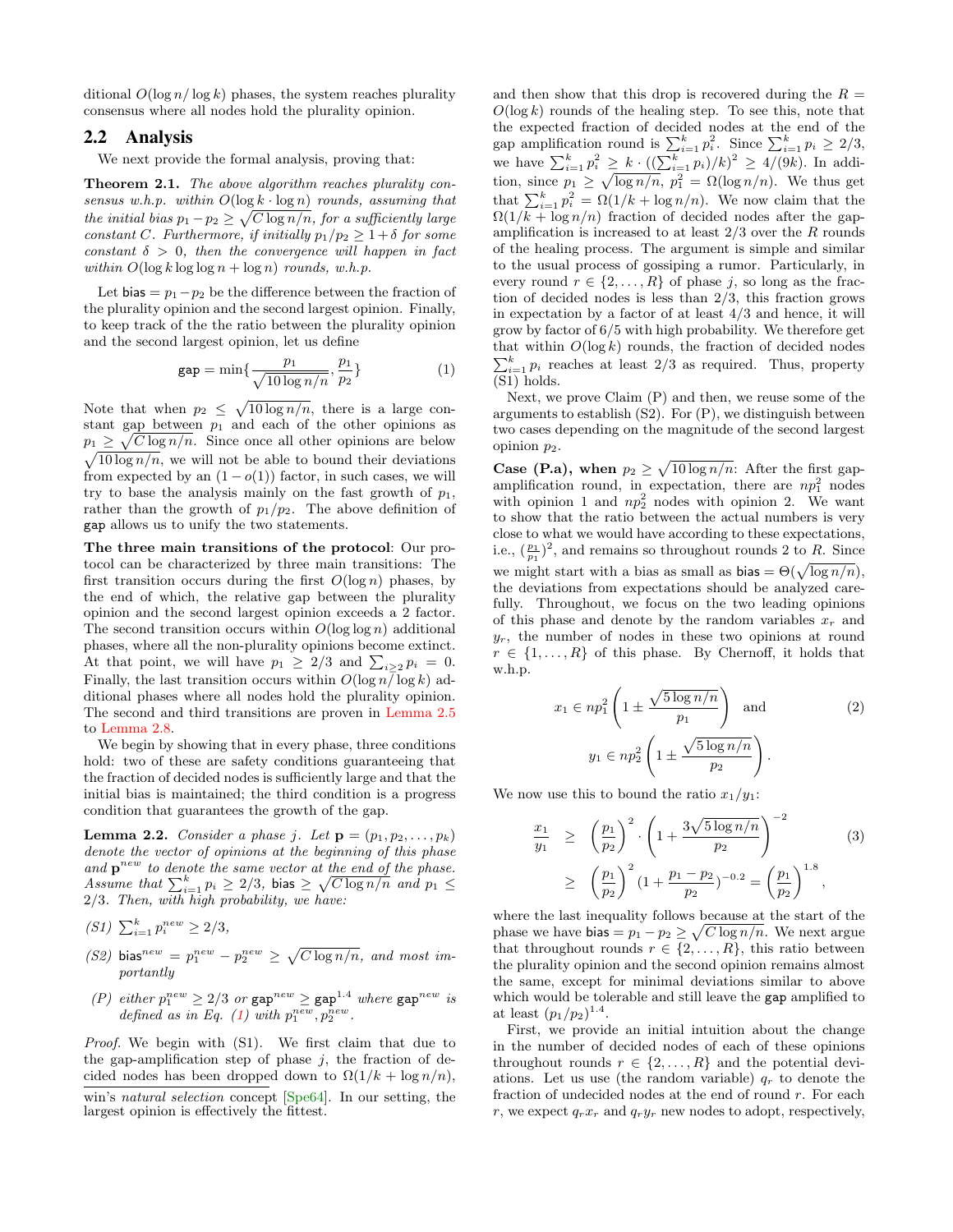ditional $O(\log n/\log k)$ phases, the system reaches plurality consensus where all nodes hold the plurality opinion.

## 2.2 Analysis

We next provide the formal analysis, proving that:

**Theorem 2.1.** *The above algorithm reaches plurality consensus w.h.p. within $O(\log k \cdot \log n)$ rounds, assuming that the initial bias $p_1 - p_2 \geq \sqrt{C \log n/n}$, for a sufficiently large constant $C$. Furthermore, if initially $p_1/p_2 \geq 1+\delta$ for some constant $\delta > 0$, then the convergence will happen in fact within $O(\log k \log\log n + \log n)$ rounds, w.h.p.*

Let $\mathsf{bias} = p_1 - p_2$ be the difference between the fraction of the plurality opinion and the second largest opinion. Finally, to keep track of the the ratio between the plurality opinion and the second largest opinion, let us define

$$\mathsf{gap} = \min\{\frac{p_1}{\sqrt{10\log n/n}}, \frac{p_1}{p_2}\} \tag{1}$$

Note that when $p_2 \leq \sqrt{10\log n/n}$, there is a large constant gap between $p_1$ and each of the other opinions as $p_1 \geq \sqrt{C\log n/n}$. Since once all other opinions are below $\sqrt{10\log n/n}$, we will not be able to bound their deviations from expected by an $(1-o(1))$ factor, in such cases, we will try to base the analysis mainly on the fast growth of $p_1$, rather than the growth of $p_1/p_2$. The above definition of $\mathsf{gap}$ allows us to unify the two statements.

**The three main transitions of the protocol**: Our protocol can be characterized by three main transitions: The first transition occurs during the first $O(\log n)$ phases, by the end of which, the relative gap between the plurality opinion and the second largest opinion exceeds a 2 factor. The second transition occurs within $O(\log\log n)$ additional phases, where all the non-plurality opinions become extinct. At that point, we will have $p_1 \geq 2/3$ and $\sum_{i\geq 2} p_i = 0$. Finally, the last transition occurs within $O(\log n/\log k)$ additional phases where all nodes hold the plurality opinion. The second and third transitions are proven in Lemma 2.5 to Lemma 2.8.

We begin by showing that in every phase, three conditions hold: two of these are safety conditions guaranteeing that the fraction of decided nodes is sufficiently large and that the initial bias is maintained; the third condition is a progress condition that guarantees the growth of the gap.

**Lemma 2.2.** *Consider a phase $j$. Let $\mathbf{p} = (p_1, p_2, \ldots, p_k)$ denote the vector of opinions at the beginning of this phase and $\mathbf{p}^{new}$ to denote the same vector at the end of the phase. Assume that $\sum_{i=1}^{k} p_i \geq 2/3$, $\mathsf{bias} \geq \sqrt{C\log n/n}$ and $p_1 \leq 2/3$. Then, with high probability, we have:*

- *(S1)* $\sum_{i=1}^{k} p_i^{new} \geq 2/3$,
- *(S2)* $\mathsf{bias}^{new} = p_1^{new} - p_2^{new} \geq \sqrt{C\log n/n}$, *and most importantly*
- *(P) either $p_1^{new} \geq 2/3$ or $\mathsf{gap}^{new} \geq \mathsf{gap}^{1.4}$ where $\mathsf{gap}^{new}$ is defined as in Eq. (1) with $p_1^{new}, p_2^{new}$.*

*Proof.* We begin with (S1). We first claim that due to the gap-amplification step of phase $j$, the fraction of decided nodes has been dropped down to $\Omega(1/k + \log n/n)$, and then show that this drop is recovered during the $R = O(\log k)$ rounds of the healing step. To see this, note that the expected fraction of decided nodes at the end of the gap amplification round is $\sum_{i=1}^{k} p_i^2$. Since $\sum_{i=1}^{k} p_i \geq 2/3$, we have $\sum_{i=1}^{k} p_i^2 \geq k \cdot ((\sum_{i=1}^{k} p_i)/k)^2 \geq 4/(9k)$. In addition, since $p_1 \geq \sqrt{\log n/n}$, $p_1^2 = \Omega(\log n/n)$. We thus get that $\sum_{i=1}^{k} p_i^2 = \Omega(1/k + \log n/n)$. We now claim that the $\Omega(1/k + \log n/n)$ fraction of decided nodes after the gap-amplification is increased to at least $2/3$ over the $R$ rounds of the healing process. The argument is simple and similar to the usual process of gossiping a rumor. Particularly, in every round $r \in \{2, \ldots, R\}$ of phase $j$, so long as the fraction of decided nodes is less than $2/3$, this fraction grows in expectation by a factor of at least $4/3$ and hence, it will grow by factor of $6/5$ with high probability. We therefore get that within $O(\log k)$ rounds, the fraction of decided nodes $\sum_{i=1}^{k} p_i$ reaches at least $2/3$ as required. Thus, property (S1) holds.

Next, we prove Claim (P) and then, we reuse some of the arguments to establish (S2). For (P), we distinguish between two cases depending on the magnitude of the second largest opinion $p_2$.

**Case (P.a), when $p_2 \geq \sqrt{10\log n/n}$:** After the first gap-amplification round, in expectation, there are $np_1^2$ nodes with opinion 1 and $np_2^2$ nodes with opinion 2. We want to show that the ratio between the actual numbers is very close to what we would have according to these expectations, i.e., $(\frac{p_1}{p_1})^2$, and remains so throughout rounds 2 to $R$. Since we might start with a bias as small as $\mathsf{bias} = \Theta(\sqrt{\log n/n})$, the deviations from expectations should be analyzed carefully. Throughout, we focus on the two leading opinions of this phase and denote by the random variables $x_r$ and $y_r$, the number of nodes in these two opinions at round $r \in \{1, \ldots, R\}$ of this phase. By Chernoff, it holds that w.h.p.

$$x_1 \in np_1^2\left(1 \pm \frac{\sqrt{5\log n/n}}{p_1}\right) \quad \text{and} \tag{2}$$
$$y_1 \in np_2^2\left(1 \pm \frac{\sqrt{5\log n/n}}{p_2}\right).$$

We now use this to bound the ratio $x_1/y_1$:

$$\begin{aligned}\frac{x_1}{y_1} &\geq \left(\frac{p_1}{p_2}\right)^2 \cdot \left(1 + \frac{3\sqrt{5\log n/n}}{p_2}\right)^{-2} \\ &\geq \left(\frac{p_1}{p_2}\right)^2 (1 + \frac{p_1 - p_2}{p_2})^{-0.2} = \left(\frac{p_1}{p_2}\right)^{1.8},\end{aligned} \tag{3}$$

where the last inequality follows because at the start of the phase we have $\mathsf{bias} = p_1 - p_2 \geq \sqrt{C\log n/n}$. We next argue that throughout rounds $r \in \{2, \ldots, R\}$, this ratio between the plurality opinion and the second opinion remains almost the same, except for minimal deviations similar to above which would be tolerable and still leave the $\mathsf{gap}$ amplified to at least $(p_1/p_2)^{1.4}$.

First, we provide an initial intuition about the change in the number of decided nodes of each of these opinions throughout rounds $r \in \{2, \ldots, R\}$ and the potential deviations. Let us use (the random variable) $q_r$ to denote the fraction of undecided nodes at the end of round $r$. For each $r$, we expect $q_r x_r$ and $q_r y_r$ new nodes to adopt, respectively,

win's *natural selection* concept [Spe64]. In our setting, the largest opinion is effectively the fittest.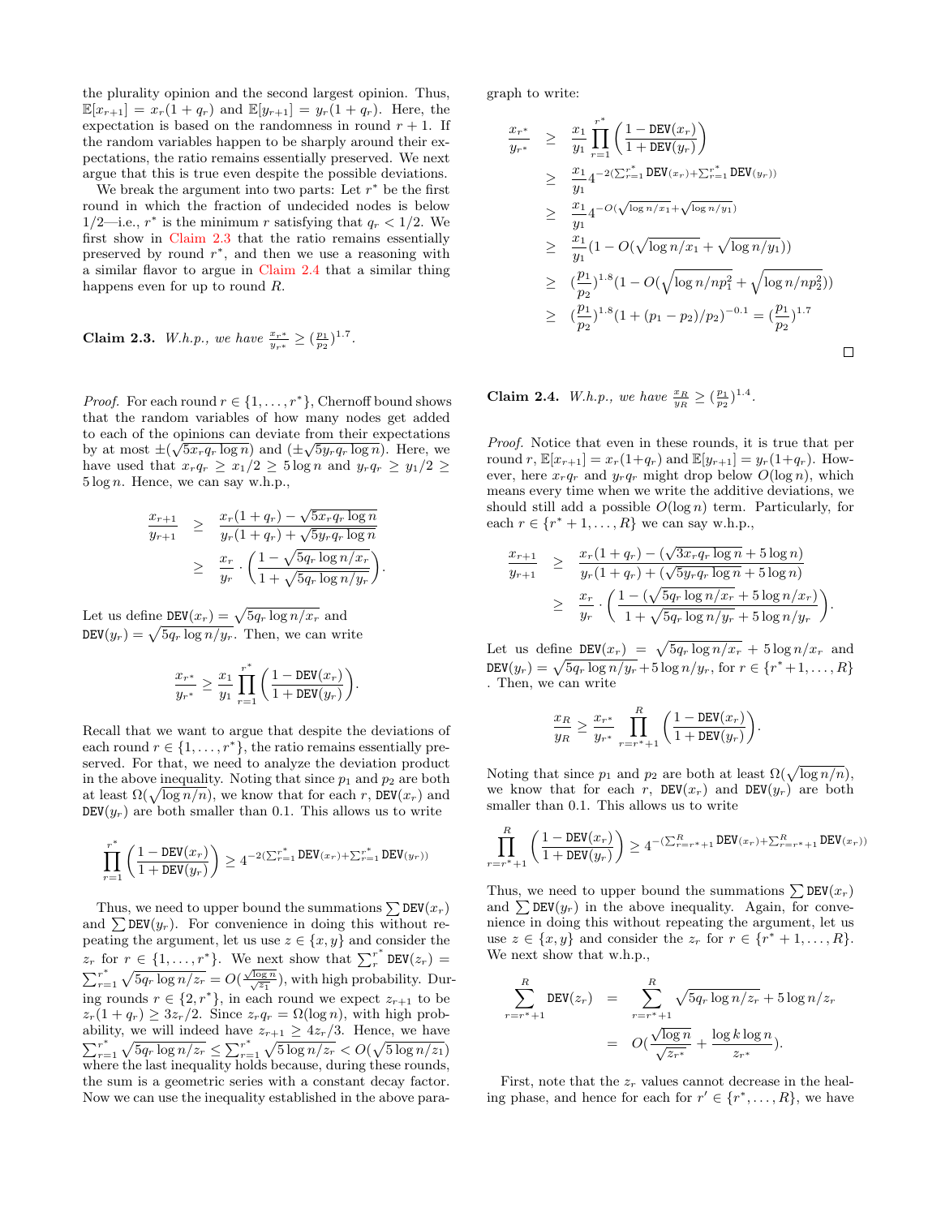the plurality opinion and the second largest opinion. Thus, $\mathbb{E}[x_{r+1}] = x_r(1+q_r)$ and $\mathbb{E}[y_{r+1}] = y_r(1+q_r)$. Here, the expectation is based on the randomness in round $r+1$. If the random variables happen to be sharply around their expectations, the ratio remains essentially preserved. We next argue that this is true even despite the possible deviations.

We break the argument into two parts: Let $r^*$ be the first round in which the fraction of undecided nodes is below $1/2$—i.e., $r^*$ is the minimum $r$ satisfying that $q_r < 1/2$. We first show in Claim 2.3 that the ratio remains essentially preserved by round $r^*$, and then we use a reasoning with a similar flavor to argue in Claim 2.4 that a similar thing happens even for up to round $R$.

**Claim 2.3.** *W.h.p., we have* $\frac{x_{r^*}}{y_{r^*}} \geq (\frac{p_1}{p_2})^{1.7}$.

*Proof.* For each round $r \in \{1, \dots, r^*\}$, Chernoff bound shows that the random variables of how many nodes get added to each of the opinions can deviate from their expectations by at most $\pm(\sqrt{5x_r q_r \log n})$ and $(\pm\sqrt{5y_r q_r \log n})$. Here, we have used that $x_r q_r \geq x_1/2 \geq 5\log n$ and $y_r q_r \geq y_1/2 \geq 5\log n$. Hence, we can say w.h.p.,

$$\begin{aligned}\frac{x_{r+1}}{y_{r+1}} &\geq \frac{x_r(1+q_r) - \sqrt{5x_r q_r \log n}}{y_r(1+q_r) + \sqrt{5y_r q_r \log n}} \\ &\geq \frac{x_r}{y_r} \cdot \left(\frac{1 - \sqrt{5q_r \log n / x_r}}{1 + \sqrt{5q_r \log n / y_r}}\right).\end{aligned}$$

Let us define $\texttt{DEV}(x_r) = \sqrt{5q_r \log n / x_r}$ and $\texttt{DEV}(y_r) = \sqrt{5q_r \log n / y_r}$. Then, we can write

$$\frac{x_{r^*}}{y_{r^*}} \geq \frac{x_1}{y_1} \prod_{r=1}^{r^*} \left(\frac{1 - \texttt{DEV}(x_r)}{1 + \texttt{DEV}(y_r)}\right).$$

Recall that we want to argue that despite the deviations of each round $r \in \{1, \dots, r^*\}$, the ratio remains essentially preserved. For that, we need to analyze the deviation product in the above inequality. Noting that since $p_1$ and $p_2$ are both at least $\Omega(\sqrt{\log n / n})$, we know that for each $r$, $\texttt{DEV}(x_r)$ and $\texttt{DEV}(y_r)$ are both smaller than 0.1. This allows us to write

$$\prod_{r=1}^{r^*} \left(\frac{1 - \texttt{DEV}(x_r)}{1 + \texttt{DEV}(y_r)}\right) \geq 4^{-2(\sum_{r=1}^{r^*} \texttt{DEV}(x_r) + \sum_{r=1}^{r^*} \texttt{DEV}(y_r))}$$

Thus, we need to upper bound the summations $\sum \texttt{DEV}(x_r)$ and $\sum \texttt{DEV}(y_r)$. For convenience in doing this without repeating the argument, let us use $z \in \{x, y\}$ and consider the $z_r$ for $r \in \{1, \dots, r^*\}$. We next show that $\sum_r^{r^*} \texttt{DEV}(z_r) = \sum_{r=1}^{r^*} \sqrt{5q_r \log n / z_r} = O(\frac{\sqrt{\log n}}{\sqrt{z_1}})$, with high probability. During rounds $r \in \{2, r^*\}$, in each round we expect $z_{r+1}$ to be $z_r(1+q_r) \geq 3z_r/2$. Since $z_r q_r = \Omega(\log n)$, with high probability, we will indeed have $z_{r+1} \geq 4z_r/3$. Hence, we have $\sum_{r=1}^{r^*} \sqrt{5q_r \log n / z_r} \leq \sum_{r=1}^{r^*} \sqrt{5\log n / z_r} < O(\sqrt{5\log n / z_1})$ where the last inequality holds because, during these rounds, the sum is a geometric series with a constant decay factor. Now we can use the inequality established in the above paragraph to write:

$$\begin{aligned}\frac{x_{r^*}}{y_{r^*}} &\geq \frac{x_1}{y_1} \prod_{r=1}^{r^*} \left(\frac{1 - \texttt{DEV}(x_r)}{1 + \texttt{DEV}(y_r)}\right) \\ &\geq \frac{x_1}{y_1} 4^{-2(\sum_{r=1}^{r^*} \texttt{DEV}(x_r) + \sum_{r=1}^{r^*} \texttt{DEV}(y_r))} \\ &\geq \frac{x_1}{y_1} 4^{-O(\sqrt{\log n / x_1} + \sqrt{\log n / y_1})} \\ &\geq \frac{x_1}{y_1}(1 - O(\sqrt{\log n / x_1} + \sqrt{\log n / y_1})) \\ &\geq (\frac{p_1}{p_2})^{1.8}(1 - O(\sqrt{\log n / np_1^2} + \sqrt{\log n / np_2^2})) \\ &\geq (\frac{p_1}{p_2})^{1.8}(1 + (p_1 - p_2)/p_2)^{-0.1} = (\frac{p_1}{p_2})^{1.7}\end{aligned}$$

□

**Claim 2.4.** *W.h.p., we have* $\frac{x_R}{y_R} \geq (\frac{p_1}{p_2})^{1.4}$.

*Proof.* Notice that even in these rounds, it is true that per round $r$, $\mathbb{E}[x_{r+1}] = x_r(1+q_r)$ and $\mathbb{E}[y_{r+1}] = y_r(1+q_r)$. However, here $x_r q_r$ and $y_r q_r$ might drop below $O(\log n)$, which means every time when we write the additive deviations, we should still add a possible $O(\log n)$ term. Particularly, for each $r \in \{r^*+1, \dots, R\}$ we can say w.h.p.,

$$\begin{aligned}\frac{x_{r+1}}{y_{r+1}} &\geq \frac{x_r(1+q_r) - (\sqrt{3x_r q_r \log n} + 5\log n)}{y_r(1+q_r) + (\sqrt{5y_r q_r \log n} + 5\log n)} \\ &\geq \frac{x_r}{y_r} \cdot \left(\frac{1 - (\sqrt{5q_r \log n / x_r} + 5\log n / x_r)}{1 + \sqrt{5q_r \log n / y_r} + 5\log n / y_r}\right).\end{aligned}$$

Let us define $\texttt{DEV}(x_r) = \sqrt{5q_r \log n / x_r} + 5\log n / x_r$ and $\texttt{DEV}(y_r) = \sqrt{5q_r \log n / y_r} + 5\log n / y_r$, for $r \in \{r^*+1, \dots, R\}$ . Then, we can write

$$\frac{x_R}{y_R} \geq \frac{x_{r^*}}{y_{r^*}} \prod_{r=r^*+1}^{R} \left(\frac{1 - \texttt{DEV}(x_r)}{1 + \texttt{DEV}(y_r)}\right).$$

Noting that since $p_1$ and $p_2$ are both at least $\Omega(\sqrt{\log n / n})$, we know that for each $r$, $\texttt{DEV}(x_r)$ and $\texttt{DEV}(y_r)$ are both smaller than 0.1. This allows us to write

$$\prod_{r=r^*+1}^{R} \left(\frac{1 - \texttt{DEV}(x_r)}{1 + \texttt{DEV}(y_r)}\right) \geq 4^{-(\sum_{r=r^*+1}^{R} \texttt{DEV}(x_r) + \sum_{r=r^*+1}^{R} \texttt{DEV}(x_r))}$$

Thus, we need to upper bound the summations $\sum \texttt{DEV}(x_r)$ and $\sum \texttt{DEV}(y_r)$ in the above inequality. Again, for convenience in doing this without repeating the argument, let us use $z \in \{x, y\}$ and consider the $z_r$ for $r \in \{r^*+1, \dots, R\}$. We next show that w.h.p.,

$$\begin{aligned}\sum_{r=r^*+1}^{R} \texttt{DEV}(z_r) &= \sum_{r=r^*+1}^{R} \sqrt{5q_r \log n / z_r} + 5\log n / z_r \\ &= O(\frac{\sqrt{\log n}}{\sqrt{z_{r^*}}} + \frac{\log k \log n}{z_{r^*}}).\end{aligned}$$

First, note that the $z_r$ values cannot decrease in the healing phase, and hence for each for $r' \in \{r^*, \dots, R\}$, we have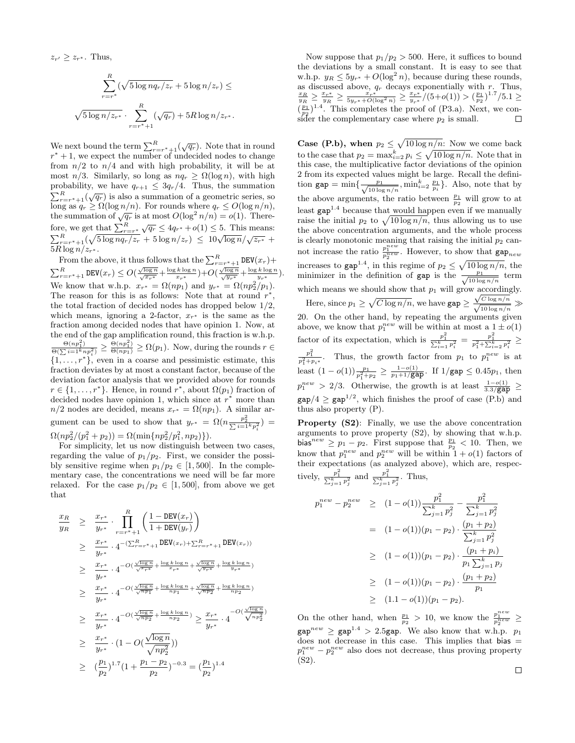$z_{r'} \geq z_{r^*}$. Thus,

$$\sum_{r=r^*}^{R} (\sqrt{5 \log n q_r / z_r} + 5 \log n / z_r) \leq$$

$$\sqrt{5 \log n / z_{r^*}} \cdot \sum_{r=r^*+1}^{R} (\sqrt{q_r}) + 5R \log n / z_{r^*}.$$

We next bound the term $\sum_{r=r^*+1}^{R}(\sqrt{q_r})$. Note that in round $r^*+1$, we expect the number of undecided nodes to change from $n/2$ to $n/4$ and with high probability, it will be at most $n/3$. Similarly, so long as $nq_r \geq \Omega(\log n)$, with high probability, we have $q_{r+1} \leq 3q_r/4$. Thus, the summation $\sum_{r=r^*+1}^{R}(\sqrt{q_r})$ is also a summation of a geometric series, so long as $q_r \geq \Omega(\log n/n)$. For rounds where $q_r \leq O(\log n/n)$, the summation of $\sqrt{q_r}$ is at most $O(\log^2 n/n) = o(1)$. Therefore, we get that $\sum_{r=r^*}^{R} \sqrt{q_r} \leq 4q_{r^*} + o(1) \leq 5$. This means: $\sum_{r=r^*+1}^{R}(\sqrt{5 \log n q_r/z_r} + 5 \log n/z_r) \leq 10\sqrt{\log n}/\sqrt{z_{r^*}} + 5R \log n/z_{r^*}$.

From the above, it thus follows that the $\sum_{r=r^*+1}^{R} \texttt{DEV}(x_r) + \sum_{r=r^*+1}^{R} \texttt{DEV}(x_r) \leq O(\frac{\sqrt{\log n}}{\sqrt{x_{r^*}}} + \frac{\log k \log n}{x_{r^*}}) + O(\frac{\sqrt{\log n}}{\sqrt{y_{r^*}}} + \frac{\log k \log n}{y_{r^*}})$. We know that w.h.p. $x_{r^*} = \Omega(np_1)$ and $y_{r^*} = \Omega(np_2^2/p_1)$. The reason for this is as follows: Note that at round $r^*$, the total fraction of decided nodes has dropped below $1/2$, which means, ignoring a 2-factor, $x_{r^*}$ is the same as the fraction among decided nodes that have opinion 1. Now, at the end of the gap amplification round, this fraction is w.h.p. $\frac{\Theta(np_1^2)}{\Theta(\sum i=1^k np_i^2)} \geq \frac{\Theta(np_1^2)}{\Theta(np_1)} \geq \Omega(p_1)$. Now, during the rounds $r \in \{1, \ldots, r^*\}$, even in a coarse and pessimistic estimate, this fraction deviates by at most a constant factor, because of the deviation factor analysis that we provided above for rounds $r \in \{1, \ldots, r^*\}$. Hence, in round $r^*$, about $\Omega(p_1)$ fraction of decided nodes have opinion 1, which since at $r^*$ more than $n/2$ nodes are decided, means $x_{r^*} = \Omega(np_1)$. A similar argument can be used to show that $y_{r^*} = \Omega(n\frac{p_2^2}{\sum i=1^k p_i^2}) = \Omega(np_2^2/(p_1^2 + p_2)) = \Omega(\min\{np_2^2/p_1^2, np_2\})$.

For simplicity, let us now distinguish between two cases, regarding the value of $p_1/p_2$. First, we consider the possibly sensitive regime when $p_1/p_2 \in [1, 500]$. In the complementary case, the concentrations we need will be far more relaxed. For the case $p_1/p_2 \in [1, 500]$, from above we get that

$$\begin{aligned}
\frac{x_R}{y_R} &\geq \frac{x_{r^*}}{y_{r^*}} \cdot \prod_{r=r^*+1}^{R} \left( \frac{1 - \texttt{DEV}(x_r)}{1 + \texttt{DEV}(y_r)} \right) \\
&\geq \frac{x_{r^*}}{y_{r^*}} \cdot 4^{-(\sum_{r=r^*+1}^{R} \texttt{DEV}(x_r) + \sum_{r=r^*+1}^{R} \texttt{DEV}(x_r))} \\
&\geq \frac{x_{r^*}}{y_{r^*}} \cdot 4^{-O(\frac{\sqrt{\log n}}{\sqrt{x_{r^*}}} + \frac{\log k \log n}{x_{r^*}} + \frac{\sqrt{\log n}}{\sqrt{y_{r^*}}} + \frac{\log k \log n}{y_{r^*}})} \\
&\geq \frac{x_{r^*}}{y_{r^*}} \cdot 4^{-O(\frac{\sqrt{\log n}}{\sqrt{np_1}} + \frac{\log k \log n}{np_1} + \frac{\sqrt{\log n}}{\sqrt{np_2}} + \frac{\log k \log n}{np_2})} \\
&\geq \frac{x_{r^*}}{y_{r^*}} \cdot 4^{-O(\frac{\sqrt{\log n}}{\sqrt{np_2}} + \frac{\log k \log n}{np_2})} \geq \frac{x_{r^*}}{y_{r^*}} \cdot 4^{-O(\frac{\sqrt{\log n}}{\sqrt{np_2^2}})} \\
&\geq \frac{x_{r^*}}{y_{r^*}} \cdot (1 - O(\frac{\sqrt{\log n}}{\sqrt{np_2^2}})) \\
&\geq (\frac{p_1}{p_2})^{1.7} (1 + \frac{p_1 - p_2}{p_2})^{-0.3} = (\frac{p_1}{p_2})^{1.4}
\end{aligned}$$

Now suppose that $p_1/p_2 > 500$. Here, it suffices to bound the deviations by a small constant. It is easy to see that w.h.p. $y_R \leq 5y_{r^*} + O(\log^2 n)$, because during these rounds, as discussed above, $q_r$ decays exponentially with $r$. Thus, $\frac{x_R}{y_R} \geq \frac{x_{r^*}}{y_R} \geq \frac{x_{r^*}}{5y_{r^*} + O(\log^2 n)} \geq \frac{x_{r^*}}{y_{r^*}}/(5 + o(1)) > (\frac{p_1}{p_2})^{1.7}/5.1 \geq (\frac{p_1}{p_2})^{1.4}$. This completes the proof of (P3.a). Next, we consider the complementary case where $p_2$ is small. □

**Case (P.b), when** $p_2 \leq \sqrt{10 \log n/n}$: Now we come back to the case that $p_2 = \max_{i=2}^{k} p_i \leq \sqrt{10 \log n/n}$. Note that in this case, the multiplicative factor deviations of the opinion 2 from its expected values might be large. Recall the definition $\mathsf{gap} = \min\{\frac{p_1}{\sqrt{10 \log n/n}}, \min_{i=2}^{k} \frac{p_1}{p_i}\}$. Also, note that by the above arguments, the ratio between $\frac{p_1}{p_2}$ will grow to at least $\mathsf{gap}^{1.4}$ because that would happen even if we manually raise the initial $p_2$ to $\sqrt{10 \log n/n}$, thus allowing us to use the above concentration arguments, and the whole process is clearly monotonic meaning that raising the initial $p_2$ cannot increase the ratio $\frac{p_1^{new}}{p_2^{new}}$. However, to show that $\mathsf{gap}_{new}$ increases to $\mathsf{gap}^{1.4}$, in this regime of $p_2 \leq \sqrt{10 \log n/n}$, the minimizer in the definition of $\mathsf{gap}$ is the $\frac{p_1}{\sqrt{10 \log n/n}}$ term which means we should show that $p_1$ will grow accordingly.

Here, since $p_1 \geq \sqrt{C \log n/n}$, we have $\mathsf{gap} \geq \frac{\sqrt{C \log n/n}}{\sqrt{10 \log n/n}} \gg 20$. On the other hand, by repeating the arguments given above, we know that $p_1^{new}$ will be within at most a $1 \pm o(1)$ factor of its expectation, which is $\frac{p_1^2}{\sum_{i=1}^{k} p_i^2} = \frac{p_1^2}{p_1^2 + \sum_{i=2}^{k} p_i^2} \geq \frac{p_1^2}{p_1^2 + p_{i^*}}$. Thus, the growth factor from $p_1$ to $p_1^{new}$ is at least $(1 - o(1))\frac{p_1}{p_1^2 + p_2} \geq \frac{1 - o(1)}{p_1 + 1/\mathsf{gap}}$. If $1/\mathsf{gap} \leq 0.45p_1$, then $p_1^{new} > 2/3$. Otherwise, the growth is at least $\frac{1 - o(1)}{3.3/\mathsf{gap}} \geq \mathsf{gap}/4 \geq \mathsf{gap}^{1/2}$, which finishes the proof of case (P.b) and thus also property (P).

**Property (S2)**: Finally, we use the above concentration arguments to prove property (S2), by showing that w.h.p. $\mathsf{bias}^{new} \geq p_1 - p_2$. First suppose that $\frac{p_1}{p_2} < 10$. Then, we know that $p_1^{new}$ and $p_2^{new}$ will be within $1 + o(1)$ factors of their expectations (as analyzed above), which are, respectively, $\frac{p_1^2}{\sum_{j=1}^{k} p_j^2}$ and $\frac{p_1^2}{\sum_{j=1}^{k} p_j^2}$. Thus,

$$\begin{aligned}
p_1^{new} - p_2^{new} &\geq (1 - o(1))\frac{p_1^2}{\sum_{j=1}^{k} p_j^2} - \frac{p_1^2}{\sum_{j=1}^{k} p_j^2} \\
&= (1 - o(1))(p_1 - p_2) \cdot \frac{(p_1 + p_2)}{\sum_{j=1}^{k} p_j^2} \\
&\geq (1 - o(1))(p_1 - p_2) \cdot \frac{(p_1 + p_i)}{p_1 \sum_{j=1}^{k} p_j} \\
&\geq (1 - o(1))(p_1 - p_2) \cdot \frac{(p_1 + p_2)}{p_1} \\
&\geq (1.1 - o(1))(p_1 - p_2).
\end{aligned}$$

On the other hand, when $\frac{p_1}{p_2} > 10$, we know the $\frac{p_1^{new}}{p_2^{new}} \geq \mathsf{gap}^{new} \geq \mathsf{gap}^{1.4} > 2.5\mathsf{gap}$. We also know that w.h.p. $p_1$ does not decrease in this case. This implies that $\mathsf{bias} = p_1^{new} - p_2^{new}$ also does not decrease, thus proving property (S2).

□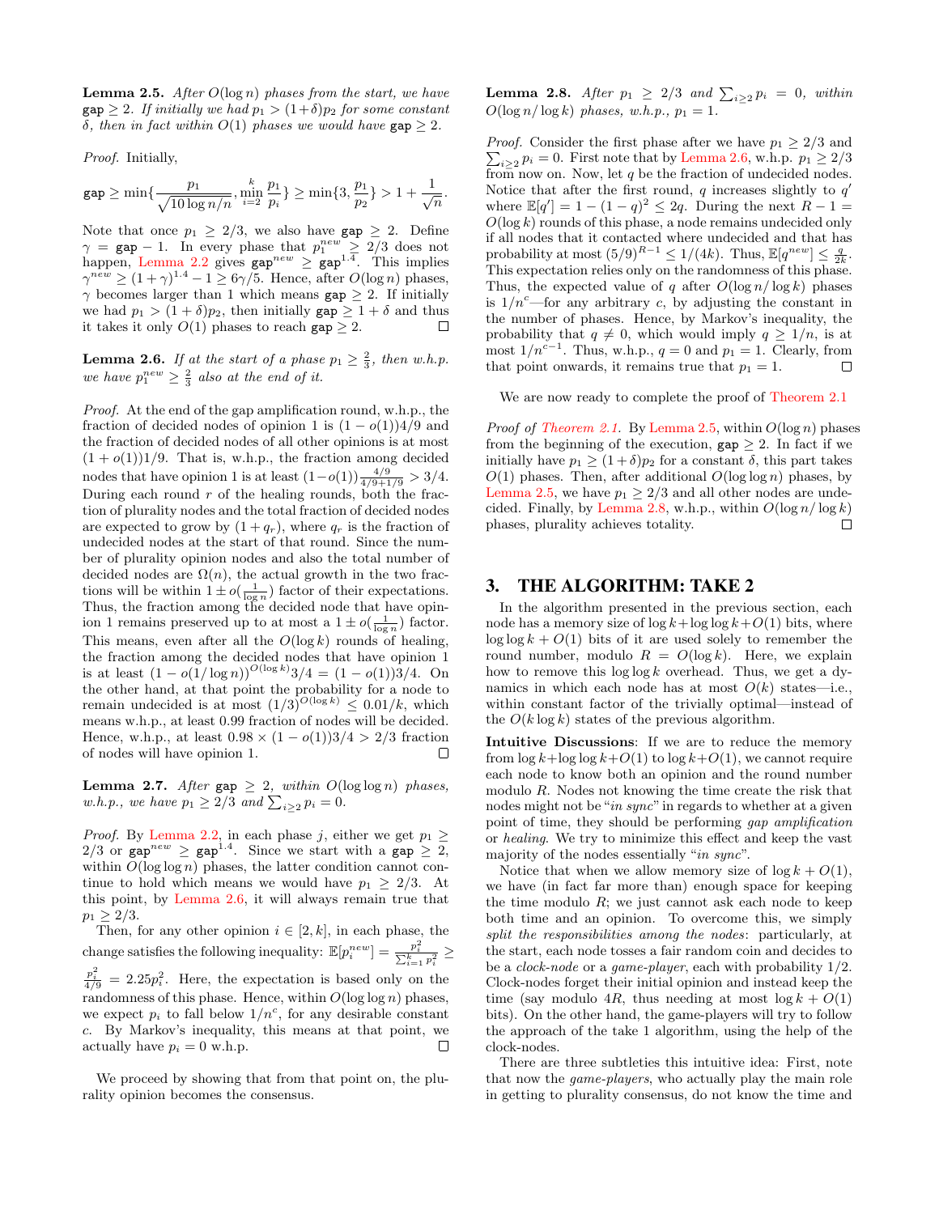**Lemma 2.5.** *After $O(\log n)$ phases from the start, we have $\texttt{gap} \geq 2$. If initially we had $p_1 > (1+\delta)p_2$ for some constant $\delta$, then in fact within $O(1)$ phases we would have $\texttt{gap} \geq 2$.*

*Proof.* Initially,

$$\texttt{gap} \geq \min\{\frac{p_1}{\sqrt{10\log n/n}}, \min_{i=2}^{k} \frac{p_1}{p_i}\} \geq \min\{3, \frac{p_1}{p_2}\} > 1 + \frac{1}{\sqrt{n}}.$$

Note that once $p_1 \geq 2/3$, we also have $\texttt{gap} \geq 2$. Define $\gamma = \texttt{gap} - 1$. In every phase that $p_1^{new} \geq 2/3$ does not happen, Lemma 2.2 gives $\texttt{gap}^{new} \geq \texttt{gap}^{1.4}$. This implies $\gamma^{new} \geq (1+\gamma)^{1.4} - 1 \geq 6\gamma/5$. Hence, after $O(\log n)$ phases, $\gamma$ becomes larger than 1 which means $\texttt{gap} \geq 2$. If initially we had $p_1 > (1+\delta)p_2$, then initially $\texttt{gap} \geq 1+\delta$ and thus it takes it only $O(1)$ phases to reach $\texttt{gap} \geq 2$. ∎

**Lemma 2.6.** *If at the start of a phase $p_1 \geq \frac{2}{3}$, then w.h.p. we have $p_1^{new} \geq \frac{2}{3}$ also at the end of it.*

*Proof.* At the end of the gap amplification round, w.h.p., the fraction of decided nodes of opinion 1 is $(1-o(1))4/9$ and the fraction of decided nodes of all other opinions is at most $(1+o(1))1/9$. That is, w.h.p., the fraction among decided nodes that have opinion 1 is at least $(1-o(1))\frac{4/9}{4/9+1/9} > 3/4$. During each round $r$ of the healing rounds, both the fraction of plurality nodes and the total fraction of decided nodes are expected to grow by $(1+q_r)$, where $q_r$ is the fraction of undecided nodes at the start of that round. Since the number of plurality opinion nodes and also the total number of decided nodes are $\Omega(n)$, the actual growth in the two fractions will be within $1 \pm o(\frac{1}{\log n})$ factor of their expectations. Thus, the fraction among the decided node that have opinion 1 remains preserved up to at most a $1 \pm o(\frac{1}{\log n})$ factor. This means, even after all the $O(\log k)$ rounds of healing, the fraction among the decided nodes that have opinion 1 is at least $(1-o(1/\log n))^{O(\log k)}3/4 = (1-o(1))3/4$. On the other hand, at that point the probability for a node to remain undecided is at most $(1/3)^{O(\log k)} \leq 0.01/k$, which means w.h.p., at least 0.99 fraction of nodes will be decided. Hence, w.h.p., at least $0.98 \times (1-o(1))3/4 > 2/3$ fraction of nodes will have opinion 1. ∎

**Lemma 2.7.** *After $\texttt{gap} \geq 2$, within $O(\log\log n)$ phases, w.h.p., we have $p_1 \geq 2/3$ and $\sum_{i\geq 2} p_i = 0$.*

*Proof.* By Lemma 2.2, in each phase $j$, either we get $p_1 \geq 2/3$ or $\texttt{gap}^{new} \geq \texttt{gap}^{1.4}$. Since we start with a $\texttt{gap} \geq 2$, within $O(\log\log n)$ phases, the latter condition cannot continue to hold which means we would have $p_1 \geq 2/3$. At this point, by Lemma 2.6, it will always remain true that $p_1 \geq 2/3$.

Then, for any other opinion $i \in [2,k]$, in each phase, the change satisfies the following inequality: $\mathbb{E}[p_i^{new}] = \frac{p_i^2}{\sum_{i=1}^k p_i^2} \geq \frac{p_i^2}{4/9} = 2.25p_i^2$. Here, the expectation is based only on the randomness of this phase. Hence, within $O(\log\log n)$ phases, we expect $p_i$ to fall below $1/n^c$, for any desirable constant $c$. By Markov's inequality, this means at that point, we actually have $p_i = 0$ w.h.p. ∎

We proceed by showing that from that point on, the plurality opinion becomes the consensus.

**Lemma 2.8.** *After $p_1 \geq 2/3$ and $\sum_{i\geq 2} p_i = 0$, within $O(\log n/\log k)$ phases, w.h.p., $p_1 = 1$.*

*Proof.* Consider the first phase after we have $p_1 \geq 2/3$ and $\sum_{i\geq 2} p_i = 0$. First note that by Lemma 2.6, w.h.p. $p_1 \geq 2/3$ from now on. Now, let $q$ be the fraction of undecided nodes. Notice that after the first round, $q$ increases slightly to $q'$ where $\mathbb{E}[q'] = 1-(1-q)^2 \leq 2q$. During the next $R-1 = O(\log k)$ rounds of this phase, a node remains undecided only if all nodes that it contacted where undecided and that has probability at most $(5/9)^{R-1} \leq 1/(4k)$. Thus, $\mathbb{E}[q^{new}] \leq \frac{q}{2k}$. This expectation relies only on the randomness of this phase. Thus, the expected value of $q$ after $O(\log n/\log k)$ phases is $1/n^c$—for any arbitrary $c$, by adjusting the constant in the number of phases. Hence, by Markov's inequality, the probability that $q \neq 0$, which would imply $q \geq 1/n$, is at most $1/n^{c-1}$. Thus, w.h.p., $q = 0$ and $p_1 = 1$. Clearly, from that point onwards, it remains true that $p_1 = 1$. ∎

We are now ready to complete the proof of Theorem 2.1

*Proof of Theorem 2.1.* By Lemma 2.5, within $O(\log n)$ phases from the beginning of the execution, $\texttt{gap} \geq 2$. In fact if we initially have $p_1 \geq (1+\delta)p_2$ for a constant $\delta$, this part takes $O(1)$ phases. Then, after additional $O(\log\log n)$ phases, by Lemma 2.5, we have $p_1 \geq 2/3$ and all other nodes are undecided. Finally, by Lemma 2.8, w.h.p., within $O(\log n/\log k)$ phases, plurality achieves totality. ∎

## 3. THE ALGORITHM: TAKE 2

In the algorithm presented in the previous section, each node has a memory size of $\log k + \log\log k + O(1)$ bits, where $\log k + O(1)$ bits of it are used solely to remember the round number, modulo $R = O(\log k)$. Here, we explain how to remove this $\log\log k$ overhead. Thus, we get a dynamics in which each node has at most $O(k)$ states—i.e., within constant factor of the trivially optimal—instead of the $O(k \log k)$ states of the previous algorithm.

**Intuitive Discussions**: If we are to reduce the memory from $\log k + \log\log k + O(1)$ to $\log k + O(1)$, we cannot require each node to know both an opinion and the round number modulo $R$. Nodes not knowing the time create the risk that nodes might not be "*in sync*" in regards to whether at a given point of time, they should be performing *gap amplification* or *healing*. We try to minimize this effect and keep the vast majority of the nodes essentially "*in sync*".

Notice that when we allow memory size of $\log k + O(1)$, we have (in fact far more than) enough space for keeping the time modulo $R$; we just cannot ask each node to keep both time and an opinion. To overcome this, we simply *split the responsibilities among the nodes*: particularly, at the start, each node tosses a fair random coin and decides to be a *clock-node* or a *game-player*, each with probability 1/2. Clock-nodes forget their initial opinion and instead keep the time (say modulo $4R$, thus needing at most $\log k + O(1)$ bits). On the other hand, the game-players will try to follow the approach of the take 1 algorithm, using the help of the clock-nodes.

There are three subtleties this intuitive idea: First, note that now the *game-players*, who actually play the main role in getting to plurality consensus, do not know the time and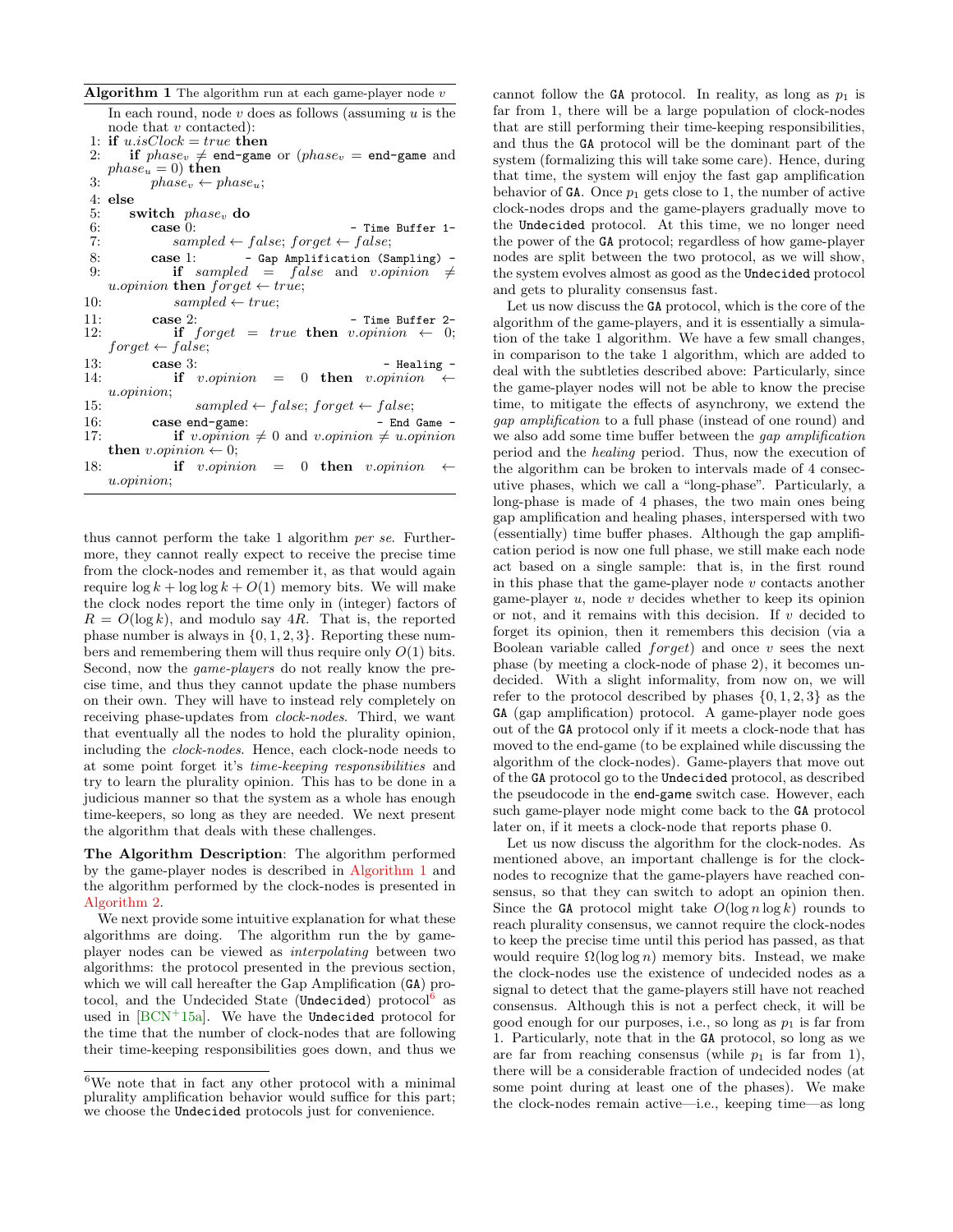**Algorithm 1** The algorithm run at each game-player node $v$

In each round, node $v$ does as follows (assuming $u$ is the node that $v$ contacted):

```
1: if u.isClock = true then
2:     if phase_v ≠ end-game or (phase_v = end-game and phase_u = 0) then
3:         phase_v ← phase_u;
4: else
5:     switch phase_v do
6:         case 0:                                   - Time Buffer 1-
7:             sampled ← false; forget ← false;
8:         case 1:                   - Gap Amplification (Sampling) -
9:             if sampled = false and v.opinion ≠ u.opinion then forget ← true;
10:            sampled ← true;
11:        case 2:                                   - Time Buffer 2-
12:            if forget = true then v.opinion ← 0; forget ← false;
13:        case 3:                                        - Healing -
14:            if v.opinion = 0 then v.opinion ← u.opinion;
15:            sampled ← false; forget ← false;
16:        case end-game:                                - End Game -
17:            if v.opinion ≠ 0 and v.opinion ≠ u.opinion then v.opinion ← 0;
18:            if v.opinion = 0 then v.opinion ← u.opinion;
```

thus cannot perform the take 1 algorithm *per se*. Furthermore, they cannot really expect to receive the precise time from the clock-nodes and remember it, as that would again require $\log k + \log\log k + O(1)$ memory bits. We will make the clock nodes report the time only in (integer) factors of $R = O(\log k)$, and modulo say $4R$. That is, the reported phase number is always in $\{0, 1, 2, 3\}$. Reporting these numbers and remembering them will thus require only $O(1)$ bits. Second, now the *game-players* do not really know the precise time, and thus they cannot update the phase numbers on their own. They will have to instead rely completely on receiving phase-updates from *clock-nodes*. Third, we want that eventually all the nodes to hold the plurality opinion, including the *clock-nodes*. Hence, each clock-node needs to at some point forget it's *time-keeping responsibilities* and try to learn the plurality opinion. This has to be done in a judicious manner so that the system as a whole has enough time-keepers, so long as they are needed. We next present the algorithm that deals with these challenges.

**The Algorithm Description**: The algorithm performed by the game-player nodes is described in Algorithm 1 and the algorithm performed by the clock-nodes is presented in Algorithm 2.

We next provide some intuitive explanation for what these algorithms are doing. The algorithm run the by game-player nodes can be viewed as *interpolating* between two algorithms: the protocol presented in the previous section, which we will call hereafter the Gap Amplification (GA) protocol, and the Undecided State (Undecided) protocol[6] as used in [BCN+15a]. We have the Undecided protocol for the time that the number of clock-nodes that are following their time-keeping responsibilities goes down, and thus we cannot follow the GA protocol. In reality, as long as $p_1$ is far from 1, there will be a large population of clock-nodes that are still performing their time-keeping responsibilities, and thus the GA protocol will be the dominant part of the system (formalizing this will take some care). Hence, during that time, the system will enjoy the fast gap amplification behavior of GA. Once $p_1$ gets close to 1, the number of active clock-nodes drops and the game-players gradually move to the Undecided protocol. At this time, we no longer need the power of the GA protocol; regardless of how game-player nodes are split between the two protocol, as we will show, the system evolves almost as good as the Undecided protocol and gets to plurality consensus fast.

Let us now discuss the GA protocol, which is the core of the algorithm of the game-players, and it is essentially a simulation of the take 1 algorithm. We have a few small changes, in comparison to the take 1 algorithm, which are added to deal with the subtleties described above: Particularly, since the game-player nodes will not be able to know the precise time, to mitigate the effects of asynchrony, we extend the *gap amplification* to a full phase (instead of one round) and we also add some time buffer between the *gap amplification* period and the *healing* period. Thus, now the execution of the algorithm can be broken to intervals made of 4 consecutive phases, which we call a "long-phase". Particularly, a long-phase is made of 4 phases, the two main ones being gap amplification and healing phases, interspersed with two (essentially) time buffer phases. Although the gap amplification period is now one full phase, we still make each node act based on a single sample: that is, in the first round in this phase that the game-player node $v$ contacts another game-player $u$, node $v$ decides whether to keep its opinion or not, and it remains with this decision. If $v$ decided to forget its opinion, then it remembers this decision (via a Boolean variable called *forget*) and once $v$ sees the next phase (by meeting a clock-node of phase 2), it becomes undecided. With a slight informality, from now on, we will refer to the protocol described by phases $\{0, 1, 2, 3\}$ as the GA (gap amplification) protocol. A game-player node goes out of the GA protocol only if it meets a clock-node that has moved to the end-game (to be explained while discussing the algorithm of the clock-nodes). Game-players that move out of the GA protocol go to the Undecided protocol, as described the pseudocode in the end-game switch case. However, each such game-player node might come back to the GA protocol later on, if it meets a clock-node that reports phase 0.

Let us now discuss the algorithm for the clock-nodes. As mentioned above, an important challenge is for the clock-nodes to recognize that the game-players have reached consensus, so that they can switch to adopt an opinion then. Since the GA protocol might take $O(\log n \log k)$ rounds to reach plurality consensus, we cannot require the clock-nodes to keep the precise time until this period has passed, as that would require $\Omega(\log\log n)$ memory bits. Instead, we make the clock-nodes use the existence of undecided nodes as a signal to detect that the game-players still have not reached consensus. Although this is not a perfect check, it will be good enough for our purposes, i.e., so long as $p_1$ is far from 1. Particularly, note that in the GA protocol, so long as we are far from reaching consensus (while $p_1$ is far from 1), there will be a considerable fraction of undecided nodes (at some point during at least one of the phases). We make the clock-nodes remain active—i.e., keeping time—as long

[6] We note that in fact any other protocol with a minimal plurality amplification behavior would suffice for this part; we choose the Undecided protocols just for convenience.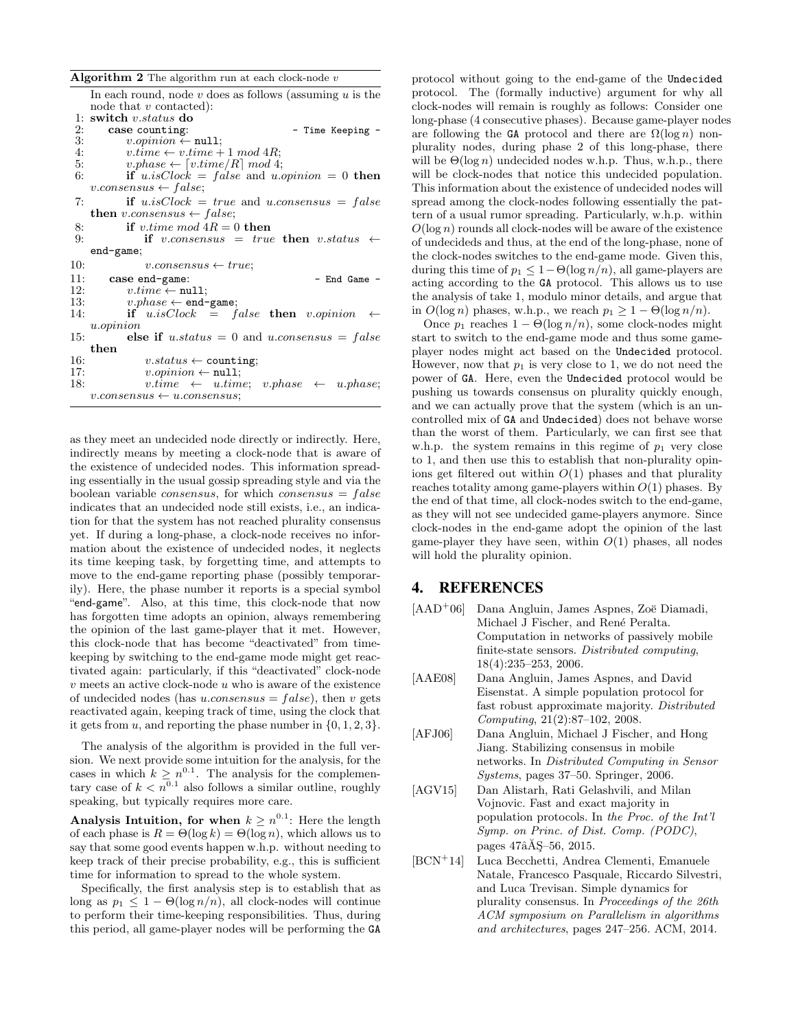**Algorithm 2** The algorithm run at each clock-node $v$

```
In each round, node v does as follows (assuming u is the
node that v contacted):
1: switch v.status do
2:    case counting:                          - Time Keeping -
3:        v.opinion ← null;
4:        v.time ← v.time + 1 mod 4R;
5:        v.phase ← ⌈v.time/R⌉ mod 4;
6:        if u.isClock = false and u.opinion = 0 then
          v.consensus ← false;
7:        if u.isClock = true and u.consensus = false
          then v.consensus ← false;
8:        if v.time mod 4R = 0 then
9:            if v.consensus = true then v.status ←
              end-game;
10:           v.consensus ← true;
11:   case end-game:                          - End Game -
12:       v.time ← null;
13:       v.phase ← end-game;
14:       if u.isClock = false then v.opinion ←
          u.opinion
15:       else if u.status = 0 and u.consensus = false
          then
16:           v.status ← counting;
17:           v.opinion ← null;
18:           v.time ← u.time; v.phase ← u.phase;
              v.consensus ← u.consensus;
```

as they meet an undecided node directly or indirectly. Here, indirectly means by meeting a clock-node that is aware of the existence of undecided nodes. This information spreading essentially in the usual gossip spreading style and via the boolean variable *consensus*, for which $consensus = false$ indicates that an undecided node still exists, i.e., an indication for that the system has not reached plurality consensus yet. If during a long-phase, a clock-node receives no information about the existence of undecided nodes, it neglects its time keeping task, by forgetting time, and attempts to move to the end-game reporting phase (possibly temporarily). Here, the phase number it reports is a special symbol "end-game". Also, at this time, this clock-node that now has forgotten time adopts an opinion, always remembering the opinion of the last game-player that it met. However, this clock-node that has become "deactivated" from time-keeping by switching to the end-game mode might get reactivated again: particularly, if this "deactivated" clock-node $v$ meets an active clock-node $u$ who is aware of the existence of undecided nodes (has $u.consensus = false$), then $v$ gets reactivated again, keeping track of time, using the clock that it gets from $u$, and reporting the phase number in $\{0, 1, 2, 3\}$.

The analysis of the algorithm is provided in the full version. We next provide some intuition for the analysis, for the cases in which $k \geq n^{0.1}$. The analysis for the complementary case of $k < n^{0.1}$ also follows a similar outline, roughly speaking, but typically requires more care.

**Analysis Intuition, for when $k \geq n^{0.1}$:** Here the length of each phase is $R = \Theta(\log k) = \Theta(\log n)$, which allows us to say that some good events happen w.h.p. without needing to keep track of their precise probability, e.g., this is sufficient time for information to spread to the whole system.

Specifically, the first analysis step is to establish that as long as $p_1 \leq 1 - \Theta(\log n/n)$, all clock-nodes will continue to perform their time-keeping responsibilities. Thus, during this period, all game-player nodes will be performing the GA protocol without going to the end-game of the Undecided protocol. The (formally inductive) argument for why all clock-nodes will remain is roughly as follows: Consider one long-phase (4 consecutive phases). Because game-player nodes are following the GA protocol and there are $\Omega(\log n)$ non-plurality nodes, during phase 2 of this long-phase, there will be $\Theta(\log n)$ undecided nodes w.h.p. Thus, w.h.p., there will be clock-nodes that notice this undecided population. This information about the existence of undecided nodes will spread among the clock-nodes following essentially the pattern of a usual rumor spreading. Particularly, w.h.p. within $O(\log n)$ rounds all clock-nodes will be aware of the existence of undecideds and thus, at the end of the long-phase, none of the clock-nodes switches to the end-game mode. Given this, during this time of $p_1 \leq 1 - \Theta(\log n/n)$, all game-players are acting according to the GA protocol. This allows us to use the analysis of take 1, modulo minor details, and argue that in $O(\log n)$ phases, w.h.p., we reach $p_1 \geq 1 - \Theta(\log n/n)$.

Once $p_1$ reaches $1 - \Theta(\log n/n)$, some clock-nodes might start to switch to the end-game mode and thus some game-player nodes might act based on the Undecided protocol. However, now that $p_1$ is very close to 1, we do not need the power of GA. Here, even the Undecided protocol would be pushing us towards consensus on plurality quickly enough, and we can actually prove that the system (which is an uncontrolled mix of GA and Undecided) does not behave worse than the worst of them. Particularly, we can first see that w.h.p. the system remains in this regime of $p_1$ very close to 1, and then use this to establish that non-plurality opinions get filtered out within $O(1)$ phases and that plurality reaches totality among game-players within $O(1)$ phases. By the end of that time, all clock-nodes switch to the end-game, as they will not see undecided game-players anymore. Since clock-nodes in the end-game adopt the opinion of the last game-player they have seen, within $O(1)$ phases, all nodes will hold the plurality opinion.

# 4. REFERENCES

[AAD+06] Dana Angluin, James Aspnes, Zoë Diamadi, Michael J Fischer, and René Peralta. Computation in networks of passively mobile finite-state sensors. *Distributed computing*, 18(4):235–253, 2006.

[AAE08] Dana Angluin, James Aspnes, and David Eisenstat. A simple population protocol for fast robust approximate majority. *Distributed Computing*, 21(2):87–102, 2008.

[AFJ06] Dana Angluin, Michael J Fischer, and Hong Jiang. Stabilizing consensus in mobile networks. In *Distributed Computing in Sensor Systems*, pages 37–50. Springer, 2006.

[AGV15] Dan Alistarh, Rati Gelashvili, and Milan Vojnovic. Fast and exact majority in population protocols. In *the Proc. of the Int'l Symp. on Princ. of Dist. Comp. (PODC)*, pages 47âĂŞ56, 2015.

[BCN+14] Luca Becchetti, Andrea Clementi, Emanuele Natale, Francesco Pasquale, Riccardo Silvestri, and Luca Trevisan. Simple dynamics for plurality consensus. In *Proceedings of the 26th ACM symposium on Parallelism in algorithms and architectures*, pages 247–256. ACM, 2014.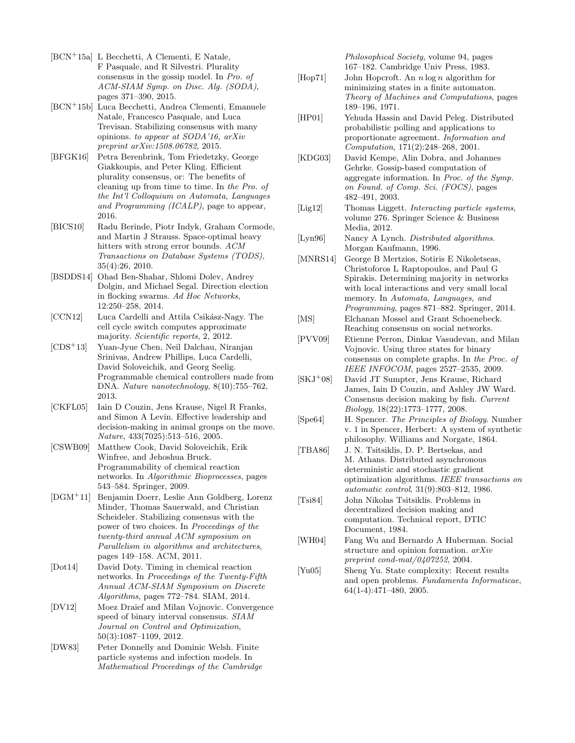[BCN+15a] L Becchetti, A Clementi, E Natale, F Pasquale, and R Silvestri. Plurality consensus in the gossip model. In *Pro. of ACM-SIAM Symp. on Disc. Alg. (SODA)*, pages 371–390, 2015.

[BCN+15b] Luca Becchetti, Andrea Clementi, Emanuele Natale, Francesco Pasquale, and Luca Trevisan. Stabilizing consensus with many opinions. *to appear at SODA'16, arXiv preprint arXiv:1508.06782*, 2015.

[BFGK16] Petra Berenbrink, Tom Friedetzky, George Giakkoupis, and Peter Kling. Efficient plurality consensus, or: The benefits of cleaning up from time to time. In *the Pro. of the Int'l Colloquium on Automata, Languages and Programming (ICALP)*, page to appear, 2016.

[BICS10] Radu Berinde, Piotr Indyk, Graham Cormode, and Martin J Strauss. Space-optimal heavy hitters with strong error bounds. *ACM Transactions on Database Systems (TODS)*, 35(4):26, 2010.

[BSDDS14] Ohad Ben-Shahar, Shlomi Dolev, Andrey Dolgin, and Michael Segal. Direction election in flocking swarms. *Ad Hoc Networks*, 12:250–258, 2014.

[CCN12] Luca Cardelli and Attila Csikász-Nagy. The cell cycle switch computes approximate majority. *Scientific reports*, 2, 2012.

[CDS+13] Yuan-Jyue Chen, Neil Dalchau, Niranjan Srinivas, Andrew Phillips, Luca Cardelli, David Soloveichik, and Georg Seelig. Programmable chemical controllers made from DNA. *Nature nanotechnology*, 8(10):755–762, 2013.

[CKFL05] Iain D Couzin, Jens Krause, Nigel R Franks, and Simon A Levin. Effective leadership and decision-making in animal groups on the move. *Nature*, 433(7025):513–516, 2005.

[CSWB09] Matthew Cook, David Soloveichik, Erik Winfree, and Jehoshua Bruck. Programmability of chemical reaction networks. In *Algorithmic Bioprocesses*, pages 543–584. Springer, 2009.

[DGM+11] Benjamin Doerr, Leslie Ann Goldberg, Lorenz Minder, Thomas Sauerwald, and Christian Scheideler. Stabilizing consensus with the power of two choices. In *Proceedings of the twenty-third annual ACM symposium on Parallelism in algorithms and architectures*, pages 149–158. ACM, 2011.

[Dot14] David Doty. Timing in chemical reaction networks. In *Proceedings of the Twenty-Fifth Annual ACM-SIAM Symposium on Discrete Algorithms*, pages 772–784. SIAM, 2014.

[DV12] Moez Draief and Milan Vojnovic. Convergence speed of binary interval consensus. *SIAM Journal on Control and Optimization*, 50(3):1087–1109, 2012.

[DW83] Peter Donnelly and Dominic Welsh. Finite particle systems and infection models. In *Mathematical Proceedings of the Cambridge Philosophical Society*, volume 94, pages 167–182. Cambridge Univ Press, 1983.

[Hop71] John Hopcroft. An $n \log n$ algorithm for minimizing states in a finite automaton. *Theory of Machines and Computations*, pages 189–196, 1971.

[HP01] Yehuda Hassin and David Peleg. Distributed probabilistic polling and applications to proportionate agreement. *Information and Computation*, 171(2):248–268, 2001.

[KDG03] David Kempe, Alin Dobra, and Johannes Gehrke. Gossip-based computation of aggregate information. In *Proc. of the Symp. on Found. of Comp. Sci. (FOCS)*, pages 482–491, 2003.

[Lig12] Thomas Liggett. *Interacting particle systems*, volume 276. Springer Science & Business Media, 2012.

[Lyn96] Nancy A Lynch. *Distributed algorithms*. Morgan Kaufmann, 1996.

[MNRS14] George B Mertzios, Sotiris E Nikoletseas, Christoforos L Raptopoulos, and Paul G Spirakis. Determining majority in networks with local interactions and very small local memory. In *Automata, Languages, and Programming*, pages 871–882. Springer, 2014.

[MS] Elchanan Mossel and Grant Schoenebeck. Reaching consensus on social networks.

[PVV09] Etienne Perron, Dinkar Vasudevan, and Milan Vojnovic. Using three states for binary consensus on complete graphs. In *the Proc. of IEEE INFOCOM*, pages 2527–2535, 2009.

[SKJ+08] David JT Sumpter, Jens Krause, Richard James, Iain D Couzin, and Ashley JW Ward. Consensus decision making by fish. *Current Biology*, 18(22):1773–1777, 2008.

[Spe64] H. Spencer. *The Principles of Biology*. Number v. 1 in Spencer, Herbert: A system of synthetic philosophy. Williams and Norgate, 1864.

[TBA86] J. N. Tsitsiklis, D. P. Bertsekas, and M. Athans. Distributed asynchronous deterministic and stochastic gradient optimization algorithms. *IEEE transactions on automatic control*, 31(9):803–812, 1986.

[Tsi84] John Nikolas Tsitsiklis. Problems in decentralized decision making and computation. Technical report, DTIC Document, 1984.

[WH04] Fang Wu and Bernardo A Huberman. Social structure and opinion formation. *arXiv preprint cond-mat/0407252*, 2004.

[Yu05] Sheng Yu. State complexity: Recent results and open problems. *Fundamenta Informaticae*, 64(1-4):471–480, 2005.